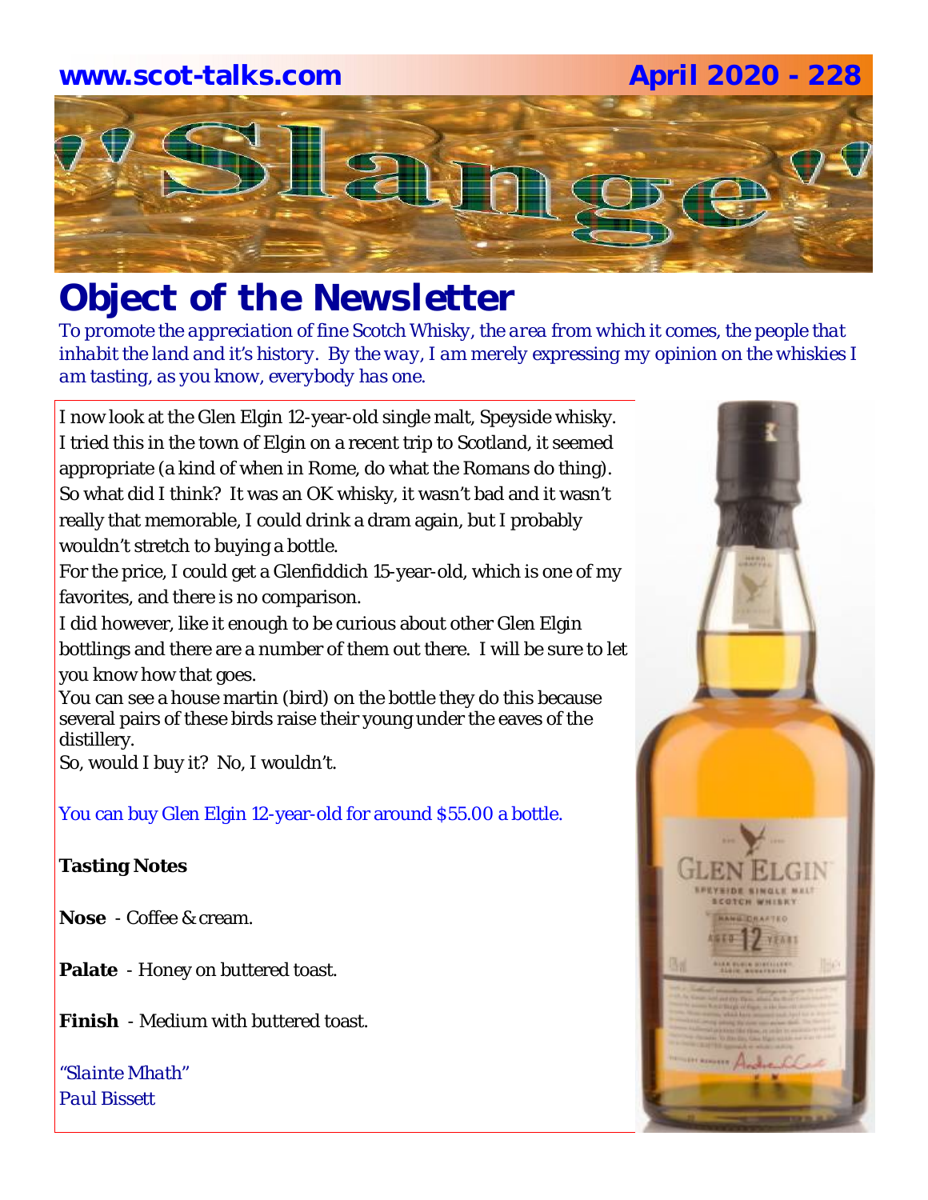**www.scot-talks.com** **April 2020 - 228**

# "Slange"

## Object of the Newsletter

*To promote the appreciation of fine Scotch Whisky, the area from which it comes, the people that inhabit the land and it's history. By the way, I am merely expressing my opinion on the whiskies I am tasting, as you know, everybody has one.*

I now look at the Glen Elgin 12-year-old single malt, Speyside whisky. I tried this in the town of Elgin on a recent trip to Scotland, it seemed appropriate (a kind of when in Rome, do what the Romans do thing). So what did I think? It was an OK whisky, it wasn't bad and it wasn't really that memorable, I could drink a dram again, but I probably wouldn't stretch to buying a bottle.

For the price, I could get a Glenfiddich 15-year-old, which is one of my favorites, and there is no comparison.

I did however, like it enough to be curious about other Glen Elgin bottlings and there are a number of them out there. I will be sure to let you know how that goes.

You can see a house martin (bird) on the bottle they do this because several pairs of these birds raise their young under the eaves of the distillery.

So, would I buy it? No, I wouldn't.

You can buy Glen Elgin 12-year-old for around $55.00 a bottle.

**Tasting Notes**

**Nose** - Coffee & cream.

**Palate** - Honey on buttered toast.

**Finish** - Medium with buttered toast.

*"Slainte Mhath"*
*Paul Bissett*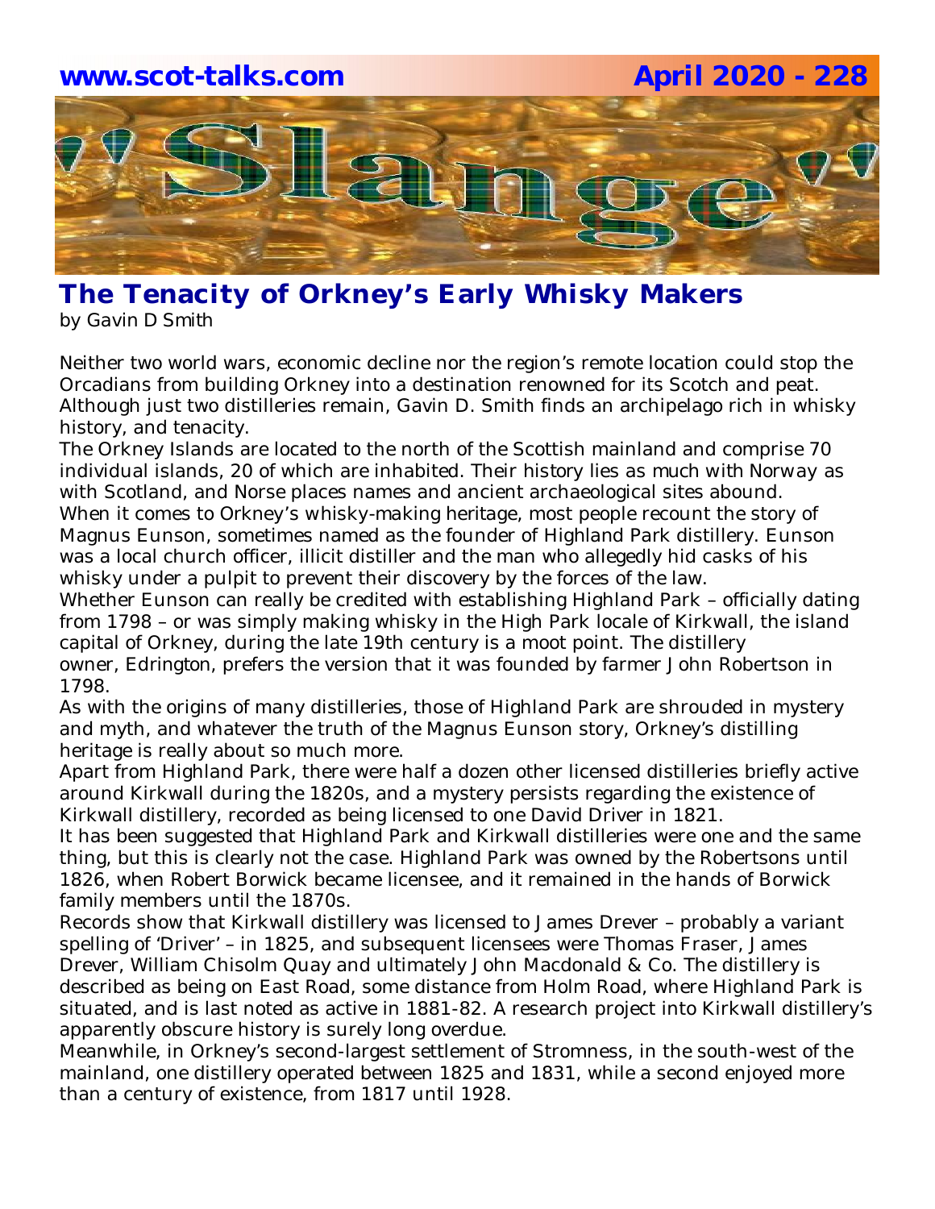## The Tenacity of Orkney's Early Whisky Makers

by Gavin D Smith

Neither two world wars, economic decline nor the region's remote location could stop the Orcadians from building Orkney into a destination renowned for its Scotch and peat. Although just two distilleries remain, Gavin D. Smith finds an archipelago rich in whisky history, and tenacity.

The Orkney Islands are located to the north of the Scottish mainland and comprise 70 individual islands, 20 of which are inhabited. Their history lies as much with Norway as with Scotland, and Norse places names and ancient archaeological sites abound.

When it comes to Orkney's whisky-making heritage, most people recount the story of Magnus Eunson, sometimes named as the founder of Highland Park distillery. Eunson was a local church officer, illicit distiller and the man who allegedly hid casks of his whisky under a pulpit to prevent their discovery by the forces of the law.

Whether Eunson can really be credited with establishing Highland Park – officially dating from 1798 – or was simply making whisky in the High Park locale of Kirkwall, the island capital of Orkney, during the late 19th century is a moot point. The distillery owner, Edrington, prefers the version that it was founded by farmer John Robertson in 1798.

As with the origins of many distilleries, those of Highland Park are shrouded in mystery and myth, and whatever the truth of the Magnus Eunson story, Orkney's distilling heritage is really about so much more.

Apart from Highland Park, there were half a dozen other licensed distilleries briefly active around Kirkwall during the 1820s, and a mystery persists regarding the existence of Kirkwall distillery, recorded as being licensed to one David Driver in 1821.

It has been suggested that Highland Park and Kirkwall distilleries were one and the same thing, but this is clearly not the case. Highland Park was owned by the Robertsons until 1826, when Robert Borwick became licensee, and it remained in the hands of Borwick family members until the 1870s.

Records show that Kirkwall distillery was licensed to James Drever – probably a variant spelling of 'Driver' – in 1825, and subsequent licensees were Thomas Fraser, James Drever, William Chisolm Quay and ultimately John Macdonald & Co. The distillery is described as being on East Road, some distance from Holm Road, where Highland Park is situated, and is last noted as active in 1881-82. A research project into Kirkwall distillery's apparently obscure history is surely long overdue.

Meanwhile, in Orkney's second-largest settlement of Stromness, in the south-west of the mainland, one distillery operated between 1825 and 1831, while a second enjoyed more than a century of existence, from 1817 until 1928.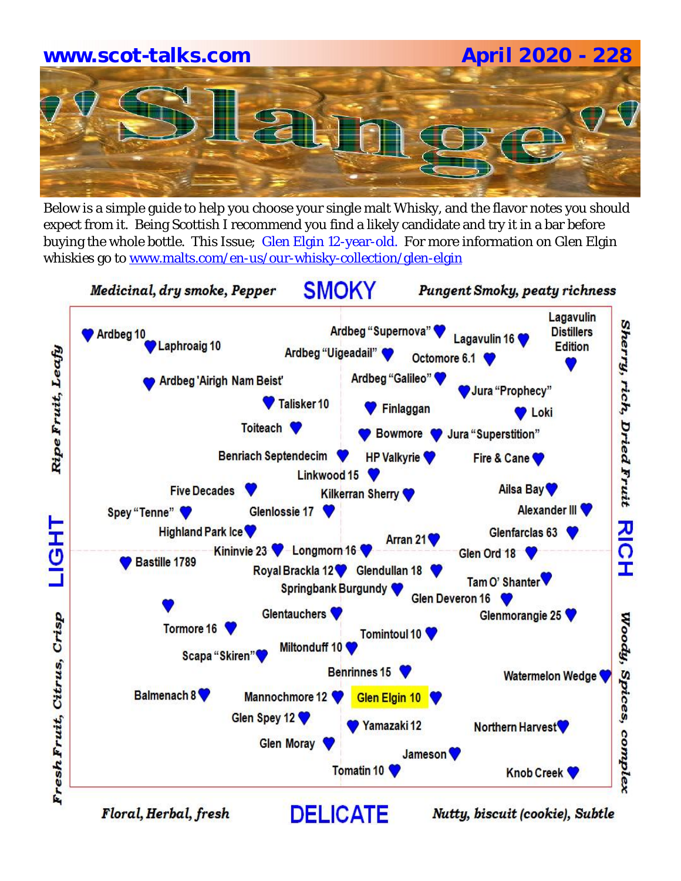# Slange

Below is a simple guide to help you choose your single malt Whisky, and the flavor notes you should expect from it. Being Scottish I recommend you find a likely candidate and try it in a bar before buying the whole bottle. This Issue; Glen Elgin 12-year-old. For more information on Glen Elgin whiskies go to [www.malts.com/en-us/our-whisky-collection/glen-elgin](www.malts.com/en-us/our-whisky-collection/glen-elgin)

*Medicinal, dry smoke, Pepper* **SMOKY** *Pungent Smoky, peaty richness*

*Ripe Fruit, Leafy* **LIGHT** *Fresh Fruit, Citrus, Crisp*

*Sherry, rich, Dried Fruit* **RICH** *Woody, Spices, complex*

*Floral, Herbal, fresh* **DELICATE** *Nutty, biscuit (cookie), Subtle*

Ardbeg 10
Laphroaig 10
Ardbeg "Supernova"
Ardbeg "Uigeadail"
Lagavulin 16
Lagavulin Distillers Edition
Octomore 6.1
Ardbeg 'Airigh Nam Beist'
Ardbeg "Galileo"
Jura "Prophecy"
Talisker 10
Finlaggan
Loki
Toiteach
Bowmore
Jura "Superstition"
Benriach Septendecim
HP Valkyrie
Fire & Cane
Linkwood 15
Five Decades
Kilkerran Sherry
Ailsa Bay
Spey "Tenne"
Glenlossie 17
Alexander III
Highland Park Ice
Arran 21
Glenfarclas 63
Kininvie 23
Longmorn 16
Glen Ord 18
Bastille 1789
Royal Brackla 12
Glendullan 18
Springbank Burgundy
Tam O' Shanter
Glen Deveron 16
Glentauchers
Glenmorangie 25
Tormore 16
Tomintoul 10
Miltonduff 10
Scapa "Skiren"
Benrinnes 15
Watermelon Wedge
Balmenach 8
Mannochmore 12
Glen Elgin 10
Glen Spey 12
Yamazaki 12
Northern Harvest
Glen Moray
Jameson
Tomatin 10
Knob Creek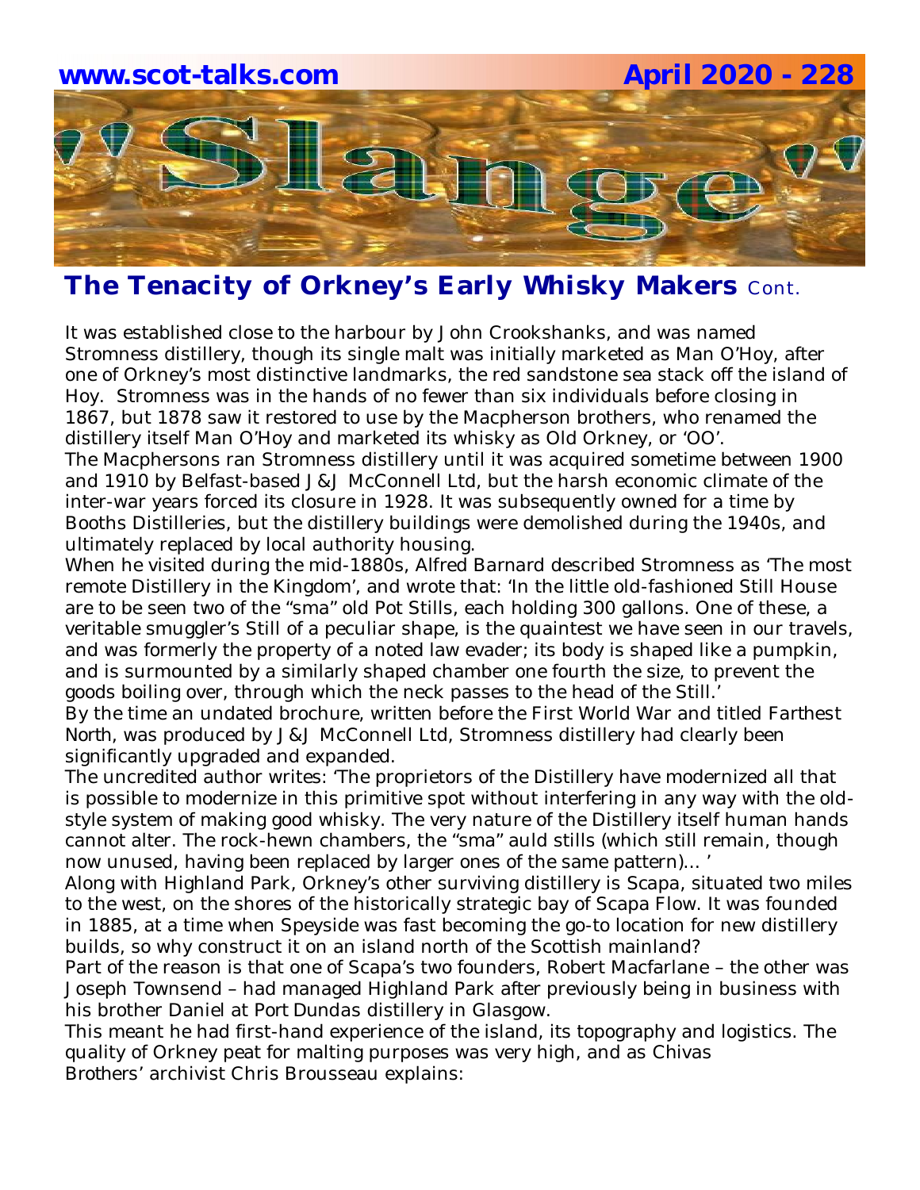## The Tenacity of Orkney's Early Whisky Makers Cont.

It was established close to the harbour by John Crookshanks, and was named Stromness distillery, though its single malt was initially marketed as Man O'Hoy, after one of Orkney's most distinctive landmarks, the red sandstone sea stack off the island of Hoy. Stromness was in the hands of no fewer than six individuals before closing in 1867, but 1878 saw it restored to use by the Macpherson brothers, who renamed the distillery itself Man O'Hoy and marketed its whisky as Old Orkney, or 'OO'.

The Macphersons ran Stromness distillery until it was acquired sometime between 1900 and 1910 by Belfast-based J&J McConnell Ltd, but the harsh economic climate of the inter-war years forced its closure in 1928. It was subsequently owned for a time by Booths Distilleries, but the distillery buildings were demolished during the 1940s, and ultimately replaced by local authority housing.

When he visited during the mid-1880s, Alfred Barnard described Stromness as 'The most remote Distillery in the Kingdom', and wrote that: 'In the little old-fashioned Still House are to be seen two of the "sma" old Pot Stills, each holding 300 gallons. One of these, a veritable smuggler's Still of a peculiar shape, is the quaintest we have seen in our travels, and was formerly the property of a noted law evader; its body is shaped like a pumpkin, and is surmounted by a similarly shaped chamber one fourth the size, to prevent the goods boiling over, through which the neck passes to the head of the Still.'

By the time an undated brochure, written before the First World War and titled Farthest North, was produced by J&J McConnell Ltd, Stromness distillery had clearly been significantly upgraded and expanded.

The uncredited author writes: 'The proprietors of the Distillery have modernized all that is possible to modernize in this primitive spot without interfering in any way with the old-style system of making good whisky. The very nature of the Distillery itself human hands cannot alter. The rock-hewn chambers, the "sma" auld stills (which still remain, though now unused, having been replaced by larger ones of the same pattern)... '

Along with Highland Park, Orkney's other surviving distillery is Scapa, situated two miles to the west, on the shores of the historically strategic bay of Scapa Flow. It was founded in 1885, at a time when Speyside was fast becoming the go-to location for new distillery builds, so why construct it on an island north of the Scottish mainland?

Part of the reason is that one of Scapa's two founders, Robert Macfarlane – the other was Joseph Townsend – had managed Highland Park after previously being in business with his brother Daniel at Port Dundas distillery in Glasgow.

This meant he had first-hand experience of the island, its topography and logistics. The quality of Orkney peat for malting purposes was very high, and as Chivas Brothers' archivist Chris Brousseau explains: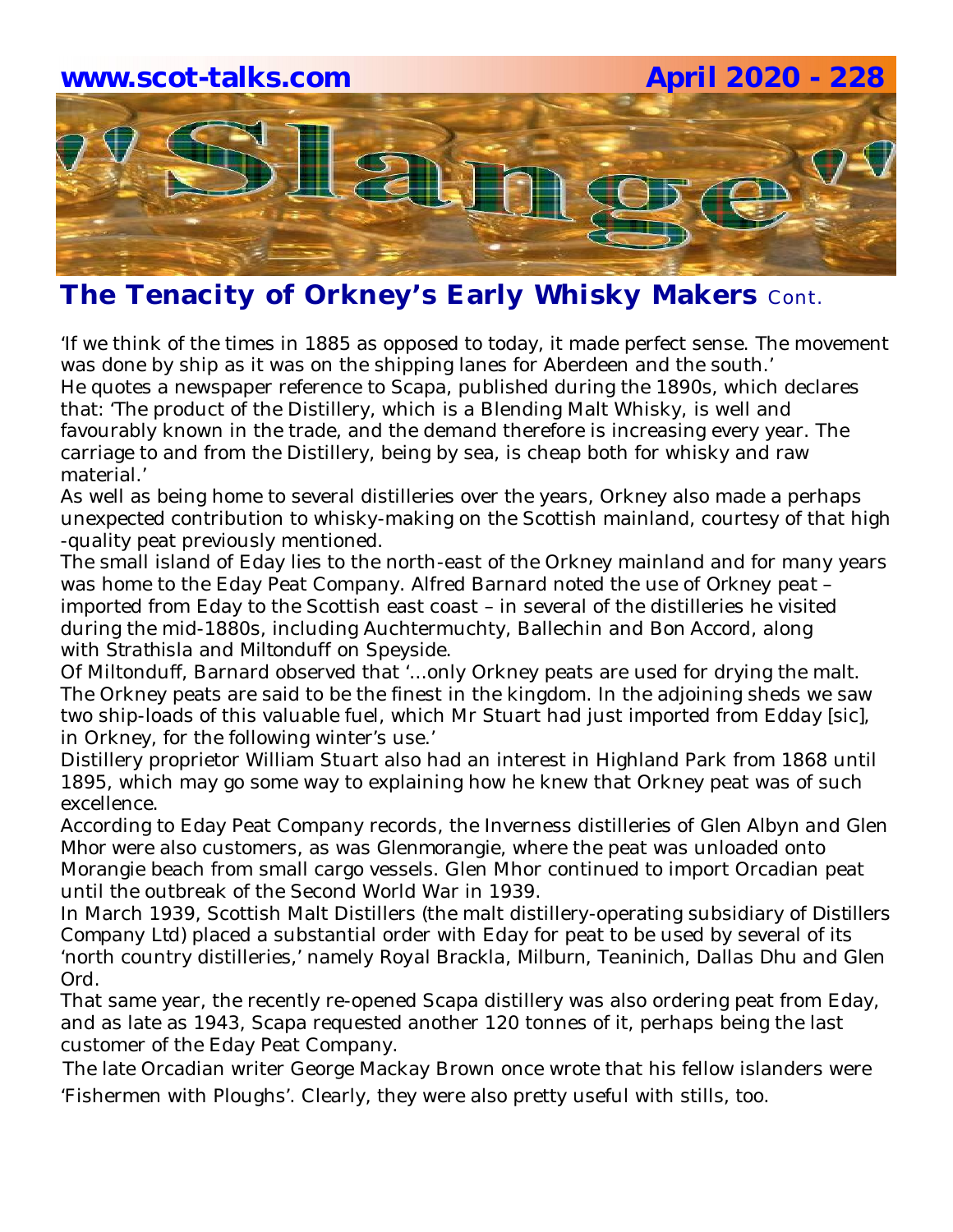## The Tenacity of Orkney's Early Whisky Makers Cont.

'If we think of the times in 1885 as opposed to today, it made perfect sense. The movement was done by ship as it was on the shipping lanes for Aberdeen and the south.'

He quotes a newspaper reference to Scapa, published during the 1890s, which declares that: 'The product of the Distillery, which is a Blending Malt Whisky, is well and favourably known in the trade, and the demand therefore is increasing every year. The carriage to and from the Distillery, being by sea, is cheap both for whisky and raw material.'

As well as being home to several distilleries over the years, Orkney also made a perhaps unexpected contribution to whisky-making on the Scottish mainland, courtesy of that high-quality peat previously mentioned.

The small island of Eday lies to the north-east of the Orkney mainland and for many years was home to the Eday Peat Company. Alfred Barnard noted the use of Orkney peat – imported from Eday to the Scottish east coast – in several of the distilleries he visited during the mid-1880s, including Auchtermuchty, Ballechin and Bon Accord, along with Strathisla and Miltonduff on Speyside.

Of Miltonduff, Barnard observed that '...only Orkney peats are used for drying the malt. The Orkney peats are said to be the finest in the kingdom. In the adjoining sheds we saw two ship-loads of this valuable fuel, which Mr Stuart had just imported from Edday [sic], in Orkney, for the following winter's use.'

Distillery proprietor William Stuart also had an interest in Highland Park from 1868 until 1895, which may go some way to explaining how he knew that Orkney peat was of such excellence.

According to Eday Peat Company records, the Inverness distilleries of Glen Albyn and Glen Mhor were also customers, as was Glenmorangie, where the peat was unloaded onto Morangie beach from small cargo vessels. Glen Mhor continued to import Orcadian peat until the outbreak of the Second World War in 1939.

In March 1939, Scottish Malt Distillers (the malt distillery-operating subsidiary of Distillers Company Ltd) placed a substantial order with Eday for peat to be used by several of its 'north country distilleries,' namely Royal Brackla, Milburn, Teaninich, Dallas Dhu and Glen Ord.

That same year, the recently re-opened Scapa distillery was also ordering peat from Eday, and as late as 1943, Scapa requested another 120 tonnes of it, perhaps being the last customer of the Eday Peat Company.

The late Orcadian writer George Mackay Brown once wrote that his fellow islanders were 'Fishermen with Ploughs'. Clearly, they were also pretty useful with stills, too.